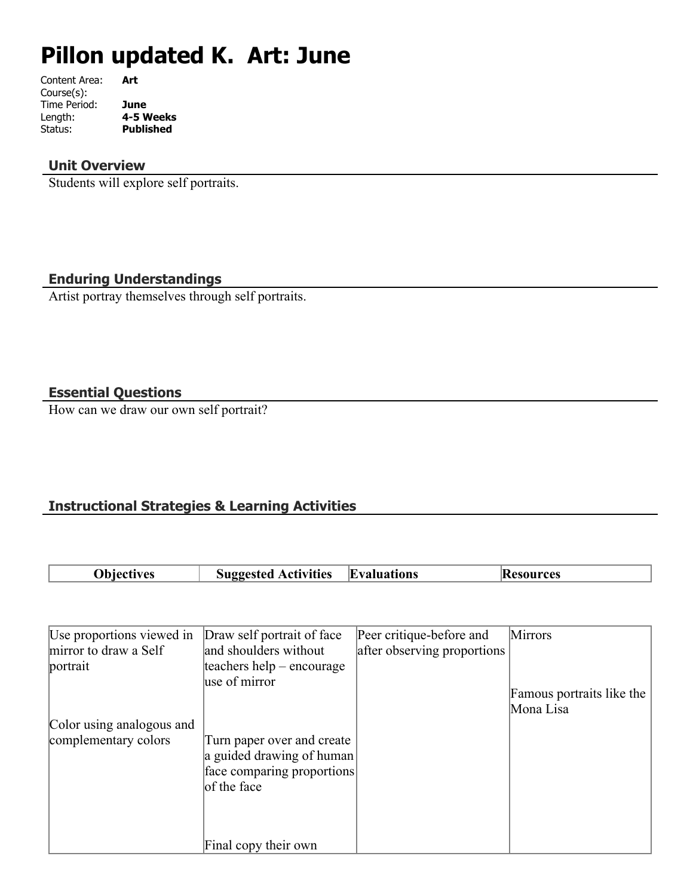# Pillon updated K. Art: June

Content Area: **Art**
Course(s):
Time Period: **June**
Length: **4-5 Weeks**
Status: **Published**

## Unit Overview

Students will explore self portraits.

## Enduring Understandings

Artist portray themselves through self portraits.

## Essential Questions

How can we draw our own self portrait?

## Instructional Strategies & Learning Activities

| Objectives | Suggested Activities | Evaluations | Resources |
| --- | --- | --- | --- |
| Use proportions viewed in mirror to draw a Self portrait<br><br>Color using analogous and complementary colors | Draw self portrait of face and shoulders without teachers help – encourage use of mirror<br><br>Turn paper over and create a guided drawing of human face comparing proportions of the face<br><br>Final copy their own | Peer critique-before and after observing proportions | Mirrors<br><br>Famous portraits like the Mona Lisa |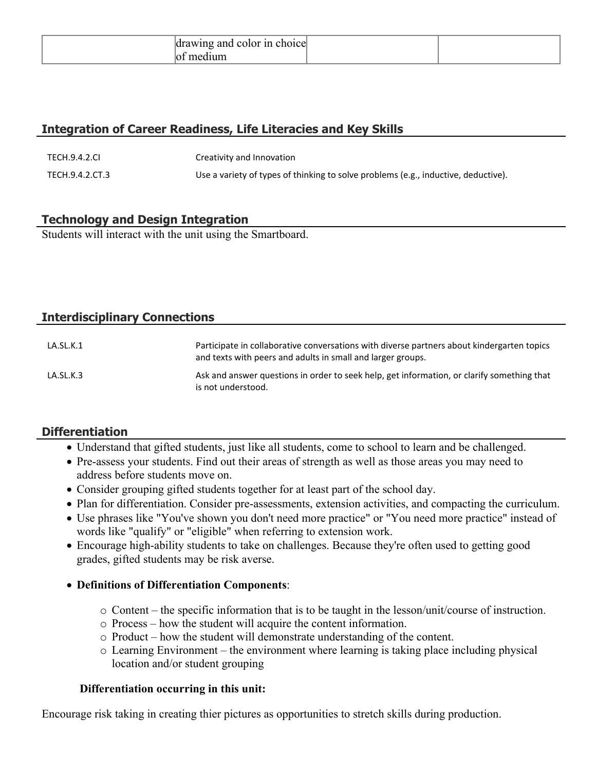|  | drawing and color in choice of medium |  |  |
| --- | --- | --- | --- |

## Integration of Career Readiness, Life Literacies and Key Skills

| TECH.9.4.2.CI | Creativity and Innovation |
| --- | --- |
| TECH.9.4.2.CT.3 | Use a variety of types of thinking to solve problems (e.g., inductive, deductive). |

## Technology and Design Integration

Students will interact with the unit using the Smartboard.

## Interdisciplinary Connections

| LA.SL.K.1 | Participate in collaborative conversations with diverse partners about kindergarten topics and texts with peers and adults in small and larger groups. |
| --- | --- |
| LA.SL.K.3 | Ask and answer questions in order to seek help, get information, or clarify something that is not understood. |

## Differentiation

- Understand that gifted students, just like all students, come to school to learn and be challenged.
- Pre-assess your students. Find out their areas of strength as well as those areas you may need to address before students move on.
- Consider grouping gifted students together for at least part of the school day.
- Plan for differentiation. Consider pre-assessments, extension activities, and compacting the curriculum.
- Use phrases like "You've shown you don't need more practice" or "You need more practice" instead of words like "qualify" or "eligible" when referring to extension work.
- Encourage high-ability students to take on challenges. Because they're often used to getting good grades, gifted students may be risk averse.
- **Definitions of Differentiation Components**:
  - Content – the specific information that is to be taught in the lesson/unit/course of instruction.
  - Process – how the student will acquire the content information.
  - Product – how the student will demonstrate understanding of the content.
  - Learning Environment – the environment where learning is taking place including physical location and/or student grouping

**Differentiation occurring in this unit:**

Encourage risk taking in creating thier pictures as opportunities to stretch skills during production.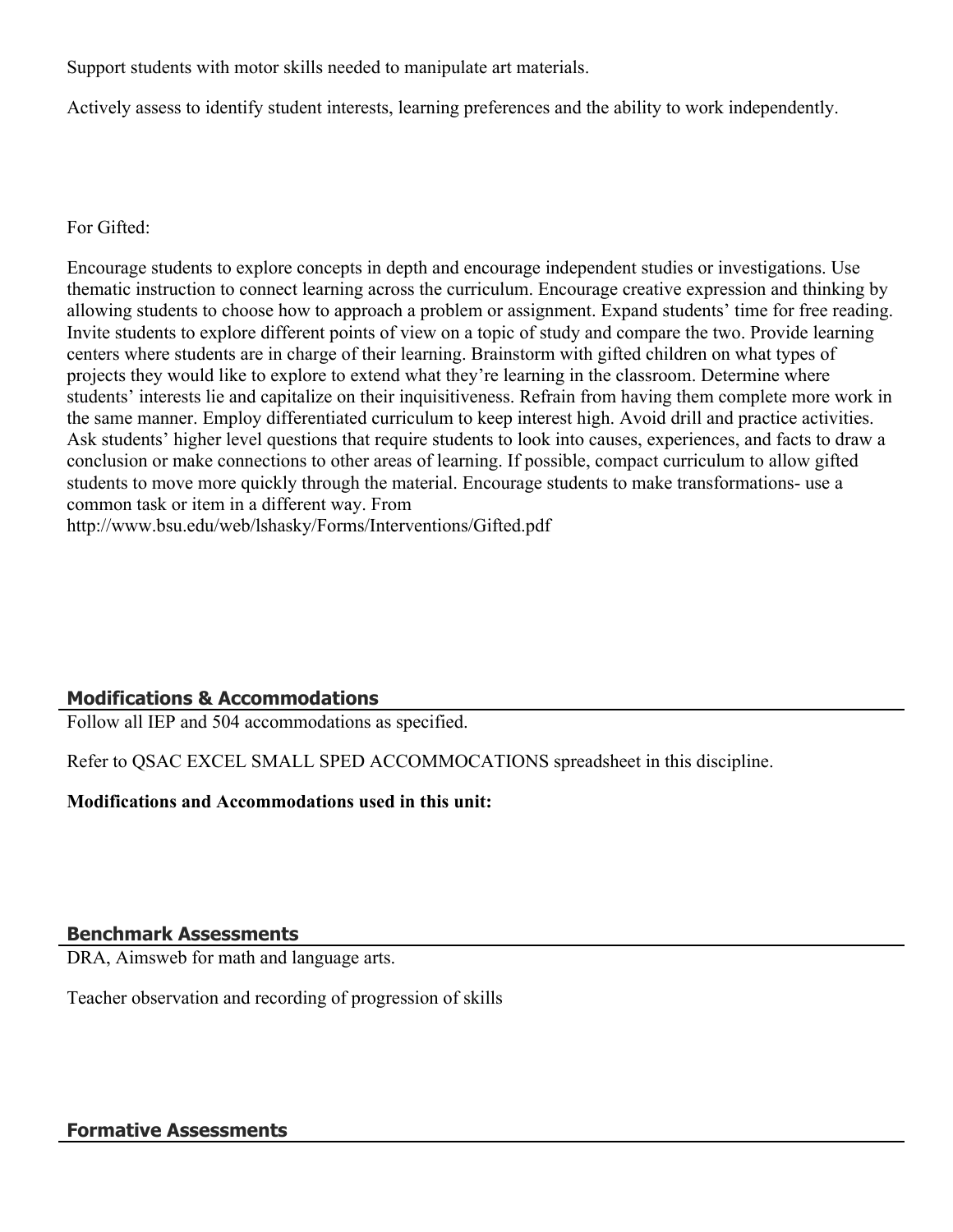Support students with motor skills needed to manipulate art materials.

Actively assess to identify student interests, learning preferences and the ability to work independently.

For Gifted:

Encourage students to explore concepts in depth and encourage independent studies or investigations. Use thematic instruction to connect learning across the curriculum. Encourage creative expression and thinking by allowing students to choose how to approach a problem or assignment. Expand students' time for free reading. Invite students to explore different points of view on a topic of study and compare the two. Provide learning centers where students are in charge of their learning. Brainstorm with gifted children on what types of projects they would like to explore to extend what they're learning in the classroom. Determine where students' interests lie and capitalize on their inquisitiveness. Refrain from having them complete more work in the same manner. Employ differentiated curriculum to keep interest high. Avoid drill and practice activities. Ask students' higher level questions that require students to look into causes, experiences, and facts to draw a conclusion or make connections to other areas of learning. If possible, compact curriculum to allow gifted students to move more quickly through the material. Encourage students to make transformations- use a common task or item in a different way. From http://www.bsu.edu/web/lshasky/Forms/Interventions/Gifted.pdf

## Modifications & Accommodations

Follow all IEP and 504 accommodations as specified.

Refer to QSAC EXCEL SMALL SPED ACCOMMOCATIONS spreadsheet in this discipline.

**Modifications and Accommodations used in this unit:**

## Benchmark Assessments

DRA, Aimsweb for math and language arts.

Teacher observation and recording of progression of skills

## Formative Assessments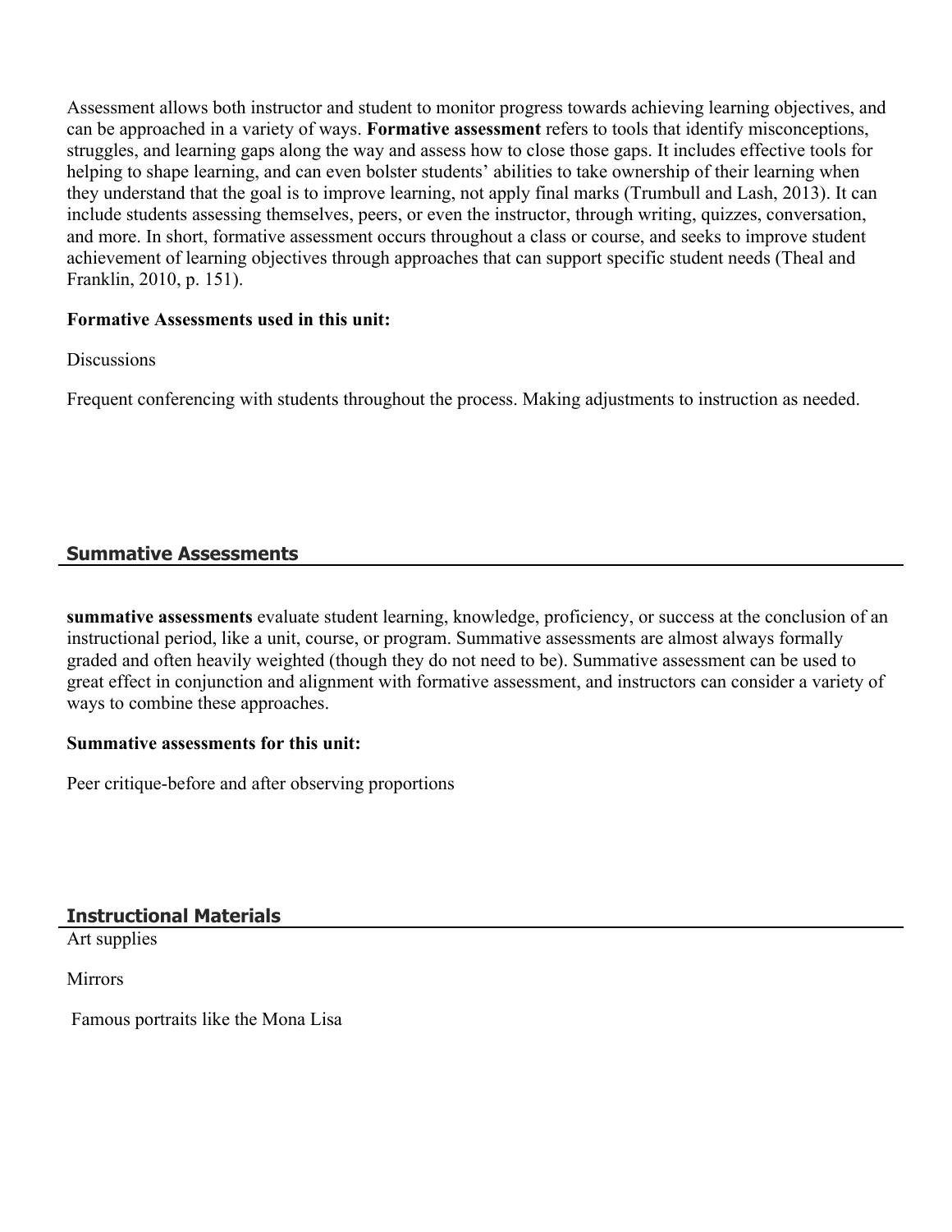Assessment allows both instructor and student to monitor progress towards achieving learning objectives, and can be approached in a variety of ways. **Formative assessment** refers to tools that identify misconceptions, struggles, and learning gaps along the way and assess how to close those gaps. It includes effective tools for helping to shape learning, and can even bolster students' abilities to take ownership of their learning when they understand that the goal is to improve learning, not apply final marks (Trumbull and Lash, 2013). It can include students assessing themselves, peers, or even the instructor, through writing, quizzes, conversation, and more. In short, formative assessment occurs throughout a class or course, and seeks to improve student achievement of learning objectives through approaches that can support specific student needs (Theal and Franklin, 2010, p. 151).

**Formative Assessments used in this unit:**

Discussions

Frequent conferencing with students throughout the process. Making adjustments to instruction as needed.

## Summative Assessments

**summative assessments** evaluate student learning, knowledge, proficiency, or success at the conclusion of an instructional period, like a unit, course, or program. Summative assessments are almost always formally graded and often heavily weighted (though they do not need to be). Summative assessment can be used to great effect in conjunction and alignment with formative assessment, and instructors can consider a variety of ways to combine these approaches.

**Summative assessments for this unit:**

Peer critique-before and after observing proportions

## Instructional Materials

Art supplies

Mirrors

Famous portraits like the Mona Lisa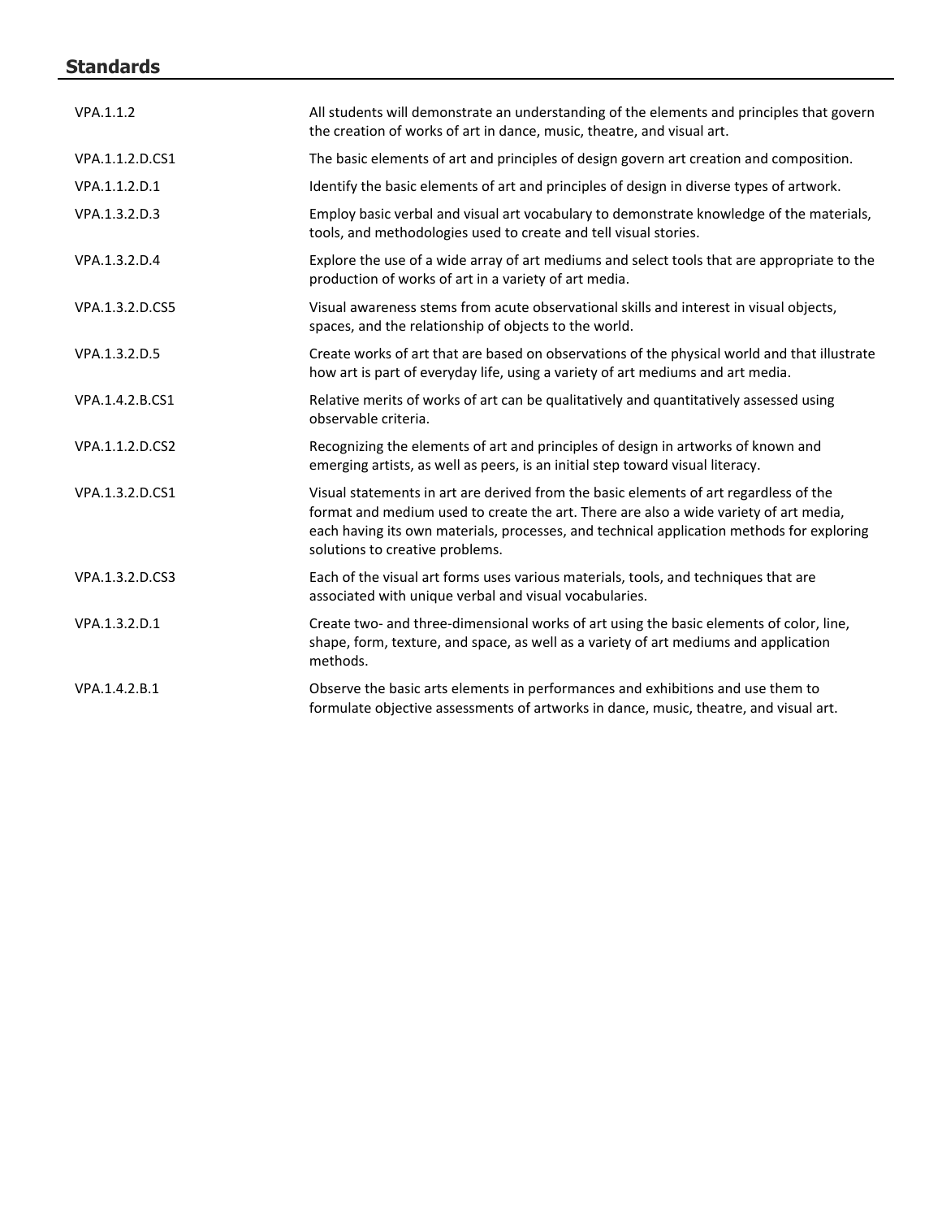## Standards

| | |
|---|---|
| VPA.1.1.2 | All students will demonstrate an understanding of the elements and principles that govern the creation of works of art in dance, music, theatre, and visual art. |
| VPA.1.1.2.D.CS1 | The basic elements of art and principles of design govern art creation and composition. |
| VPA.1.1.2.D.1 | Identify the basic elements of art and principles of design in diverse types of artwork. |
| VPA.1.3.2.D.3 | Employ basic verbal and visual art vocabulary to demonstrate knowledge of the materials, tools, and methodologies used to create and tell visual stories. |
| VPA.1.3.2.D.4 | Explore the use of a wide array of art mediums and select tools that are appropriate to the production of works of art in a variety of art media. |
| VPA.1.3.2.D.CS5 | Visual awareness stems from acute observational skills and interest in visual objects, spaces, and the relationship of objects to the world. |
| VPA.1.3.2.D.5 | Create works of art that are based on observations of the physical world and that illustrate how art is part of everyday life, using a variety of art mediums and art media. |
| VPA.1.4.2.B.CS1 | Relative merits of works of art can be qualitatively and quantitatively assessed using observable criteria. |
| VPA.1.1.2.D.CS2 | Recognizing the elements of art and principles of design in artworks of known and emerging artists, as well as peers, is an initial step toward visual literacy. |
| VPA.1.3.2.D.CS1 | Visual statements in art are derived from the basic elements of art regardless of the format and medium used to create the art. There are also a wide variety of art media, each having its own materials, processes, and technical application methods for exploring solutions to creative problems. |
| VPA.1.3.2.D.CS3 | Each of the visual art forms uses various materials, tools, and techniques that are associated with unique verbal and visual vocabularies. |
| VPA.1.3.2.D.1 | Create two- and three-dimensional works of art using the basic elements of color, line, shape, form, texture, and space, as well as a variety of art mediums and application methods. |
| VPA.1.4.2.B.1 | Observe the basic arts elements in performances and exhibitions and use them to formulate objective assessments of artworks in dance, music, theatre, and visual art. |